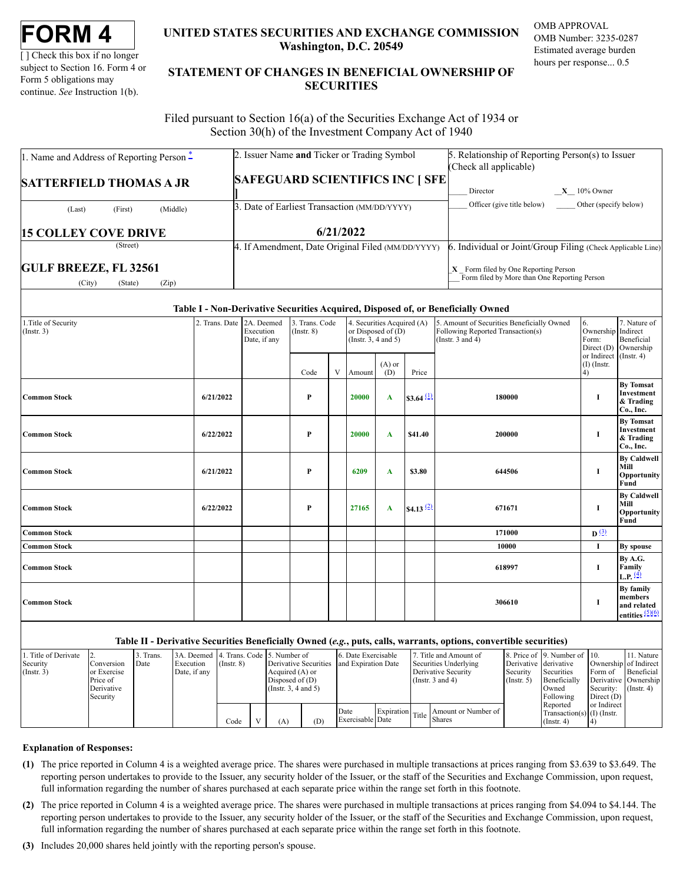# FORM 4

[ ] Check this box if no longer subject to Section 16. Form 4 or Form 5 obligations may continue. *See* Instruction 1(b).

## UNITED STATES SECURITIES AND EXCHANGE COMMISSION
Washington, D.C. 20549

## STATEMENT OF CHANGES IN BENEFICIAL OWNERSHIP OF SECURITIES

OMB APPROVAL
OMB Number: 3235-0287
Estimated average burden hours per response... 0.5

Filed pursuant to Section 16(a) of the Securities Exchange Act of 1934 or Section 30(h) of the Investment Company Act of 1940

| 1. Name and Address of Reporting Person * | 2. Issuer Name and Ticker or Trading Symbol | 5. Relationship of Reporting Person(s) to Issuer (Check all applicable) |
|---|---|---|
| **SATTERFIELD THOMAS A JR** | **SAFEGUARD SCIENTIFICS INC [ SFE ]** | ___ Director __X__ 10% Owner |
| (Last) (First) (Middle) | 3. Date of Earliest Transaction (MM/DD/YYYY) | ___ Officer (give title below) ___ Other (specify below) |
| **15 COLLEY COVE DRIVE** | **6/21/2022** | |
| (Street) | 4. If Amendment, Date Original Filed (MM/DD/YYYY) | 6. Individual or Joint/Group Filing (Check Applicable Line) |
| **GULF BREEZE, FL 32561** | | _X_ Form filed by One Reporting Person |
| (City) (State) (Zip) | | ___ Form filed by More than One Reporting Person |

### Table I - Non-Derivative Securities Acquired, Disposed of, or Beneficially Owned

| 1.Title of Security (Instr. 3) | 2. Trans. Date | 2A. Deemed Execution Date, if any | 3. Trans. Code (Instr. 8) | | 4. Securities Acquired (A) or Disposed of (D) (Instr. 3, 4 and 5) | | | 5. Amount of Securities Beneficially Owned Following Reported Transaction(s) (Instr. 3 and 4) | 6. Ownership Form: Direct (D) or Indirect (I) (Instr. 4) | 7. Nature of Indirect Beneficial Ownership (Instr. 4) |
|---|---|---|---|---|---|---|---|---|---|---|
| | | | Code | V | Amount | (A) or (D) | Price | | | |
| **Common Stock** | **6/21/2022** | | **P** | | **20000** | **A** | **$3.64** (1) | **180000** | **I** | **By Tomsat Investment & Trading Co., Inc.** |
| **Common Stock** | **6/22/2022** | | **P** | | **20000** | **A** | **$41.40** | **200000** | **I** | **By Tomsat Investment & Trading Co., Inc.** |
| **Common Stock** | **6/21/2022** | | **P** | | **6209** | **A** | **$3.80** | **644506** | **I** | **By Caldwell Mill Opportunity Fund** |
| **Common Stock** | **6/22/2022** | | **P** | | **27165** | **A** | **$4.13** (2) | **671671** | **I** | **By Caldwell Mill Opportunity Fund** |
| **Common Stock** | | | | | | | | **171000** | **D** (3) | |
| **Common Stock** | | | | | | | | **10000** | **I** | **By spouse** |
| **Common Stock** | | | | | | | | **618997** | **I** | **By A.G. Family L.P.** (4) |
| **Common Stock** | | | | | | | | **306610** | **I** | **By family members and related entities** (5)(6) |

### Table II - Derivative Securities Beneficially Owned (*e.g.*, puts, calls, warrants, options, convertible securities)

| 1. Title of Derivate Security (Instr. 3) | 2. Conversion or Exercise Price of Derivative Security | 3. Trans. Date | 3A. Deemed Execution Date, if any | 4. Trans. Code (Instr. 8) | | 5. Number of Derivative Securities Acquired (A) or Disposed of (D) (Instr. 3, 4 and 5) | | 6. Date Exercisable and Expiration Date | | 7. Title and Amount of Securities Underlying Derivative Security (Instr. 3 and 4) | | 8. Price of Derivative Security (Instr. 5) | 9. Number of derivative Securities Beneficially Owned Following Reported Transaction(s) (Instr. 4) | 10. Ownership Form of Derivative Security: Direct (D) or Indirect (I) (Instr. 4) | 11. Nature of Indirect Beneficial Ownership (Instr. 4) |
|---|---|---|---|---|---|---|---|---|---|---|---|---|---|---|---|
| | | | | Code | V | (A) | (D) | Date Exercisable | Expiration Date | Title | Amount or Number of Shares | | | | |

**Explanation of Responses:**

**(1)** The price reported in Column 4 is a weighted average price. The shares were purchased in multiple transactions at prices ranging from $3.639 to $3.649. The reporting person undertakes to provide to the Issuer, any security holder of the Issuer, or the staff of the Securities and Exchange Commission, upon request, full information regarding the number of shares purchased at each separate price within the range set forth in this footnote.

**(2)** The price reported in Column 4 is a weighted average price. The shares were purchased in multiple transactions at prices ranging from $4.094 to $4.144. The reporting person undertakes to provide to the Issuer, any security holder of the Issuer, or the staff of the Securities and Exchange Commission, upon request, full information regarding the number of shares purchased at each separate price within the range set forth in this footnote.

**(3)** Includes 20,000 shares held jointly with the reporting person's spouse.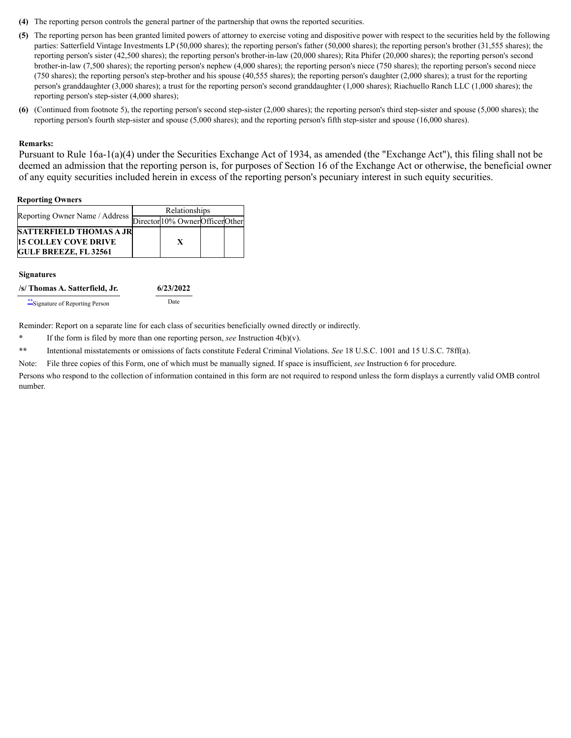**(4)** The reporting person controls the general partner of the partnership that owns the reported securities.

**(5)** The reporting person has been granted limited powers of attorney to exercise voting and dispositive power with respect to the securities held by the following parties: Satterfield Vintage Investments LP (50,000 shares); the reporting person's father (50,000 shares); the reporting person's brother (31,555 shares); the reporting person's sister (42,500 shares); the reporting person's brother-in-law (20,000 shares); Rita Phifer (20,000 shares); the reporting person's second brother-in-law (7,500 shares); the reporting person's nephew (4,000 shares); the reporting person's niece (750 shares); the reporting person's second niece (750 shares); the reporting person's step-brother and his spouse (40,555 shares); the reporting person's daughter (2,000 shares); a trust for the reporting person's granddaughter (3,000 shares); a trust for the reporting person's second granddaughter (1,000 shares); Riachuello Ranch LLC (1,000 shares); the reporting person's step-sister (4,000 shares);

**(6)** (Continued from footnote 5), the reporting person's second step-sister (2,000 shares); the reporting person's third step-sister and spouse (5,000 shares); the reporting person's fourth step-sister and spouse (5,000 shares); and the reporting person's fifth step-sister and spouse (16,000 shares).

**Remarks:**

Pursuant to Rule 16a-1(a)(4) under the Securities Exchange Act of 1934, as amended (the "Exchange Act"), this filing shall not be deemed an admission that the reporting person is, for purposes of Section 16 of the Exchange Act or otherwise, the beneficial owner of any equity securities included herein in excess of the reporting person's pecuniary interest in such equity securities.

**Reporting Owners**

| Reporting Owner Name / Address | Relationships | | | |
|---|---|---|---|---|
| | Director | 10% Owner | Officer | Other |
| **SATTERFIELD THOMAS A JR**<br>**15 COLLEY COVE DRIVE**<br>**GULF BREEZE, FL 32561** | | **X** | | |

**Signatures**

| **/s/ Thomas A. Satterfield, Jr.** | **6/23/2022** |
|---|---|
| **Signature of Reporting Person | Date |

Reminder: Report on a separate line for each class of securities beneficially owned directly or indirectly.

* If the form is filed by more than one reporting person, *see* Instruction 4(b)(v).

** Intentional misstatements or omissions of facts constitute Federal Criminal Violations. *See* 18 U.S.C. 1001 and 15 U.S.C. 78ff(a).

Note: File three copies of this Form, one of which must be manually signed. If space is insufficient, *see* Instruction 6 for procedure.

Persons who respond to the collection of information contained in this form are not required to respond unless the form displays a currently valid OMB control number.